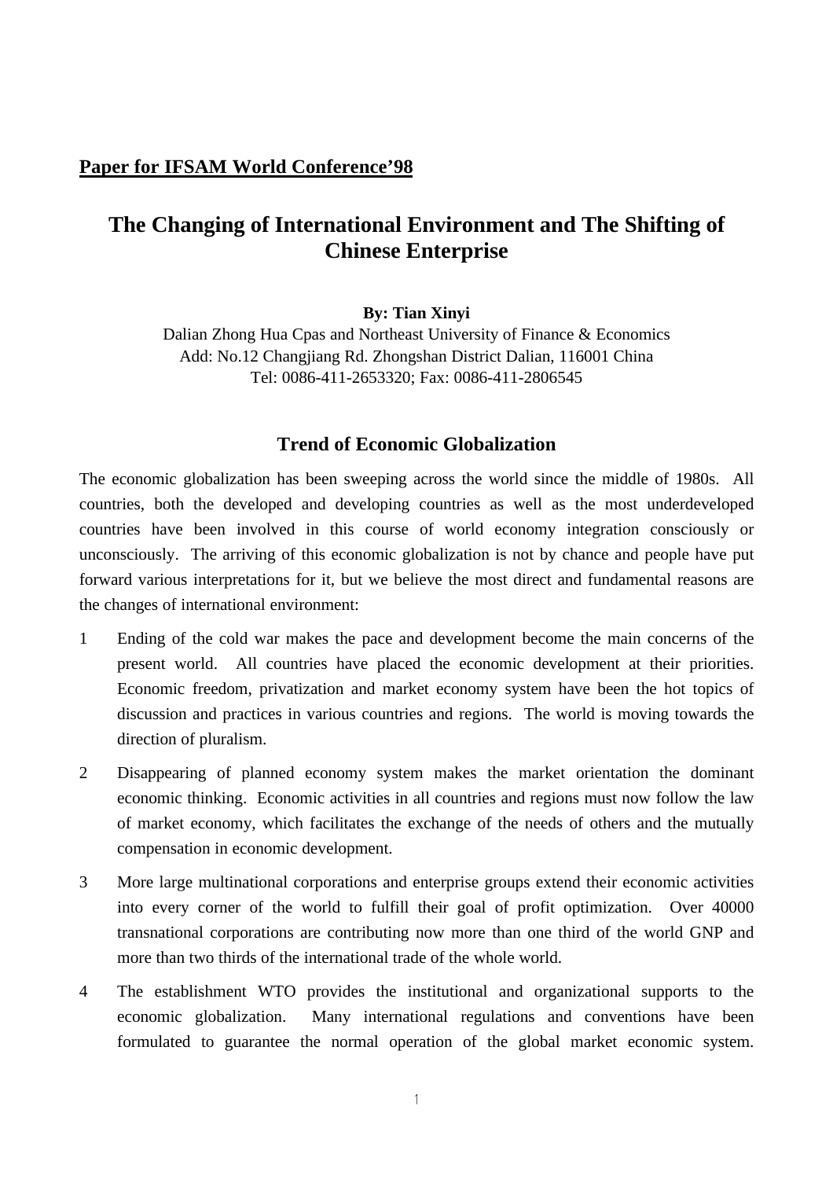**Paper for IFSAM World Conference'98**

# The Changing of International Environment and The Shifting of Chinese Enterprise

**By: Tian Xinyi**

Dalian Zhong Hua Cpas and Northeast University of Finance & Economics
Add: No.12 Changjiang Rd. Zhongshan District Dalian, 116001 China
Tel: 0086-411-2653320; Fax: 0086-411-2806545

## Trend of Economic Globalization

The economic globalization has been sweeping across the world since the middle of 1980s. All countries, both the developed and developing countries as well as the most underdeveloped countries have been involved in this course of world economy integration consciously or unconsciously. The arriving of this economic globalization is not by chance and people have put forward various interpretations for it, but we believe the most direct and fundamental reasons are the changes of international environment:

1 Ending of the cold war makes the pace and development become the main concerns of the present world. All countries have placed the economic development at their priorities. Economic freedom, privatization and market economy system have been the hot topics of discussion and practices in various countries and regions. The world is moving towards the direction of pluralism.

2 Disappearing of planned economy system makes the market orientation the dominant economic thinking. Economic activities in all countries and regions must now follow the law of market economy, which facilitates the exchange of the needs of others and the mutually compensation in economic development.

3 More large multinational corporations and enterprise groups extend their economic activities into every corner of the world to fulfill their goal of profit optimization. Over 40000 transnational corporations are contributing now more than one third of the world GNP and more than two thirds of the international trade of the whole world.

4 The establishment WTO provides the institutional and organizational supports to the economic globalization. Many international regulations and conventions have been formulated to guarantee the normal operation of the global market economic system.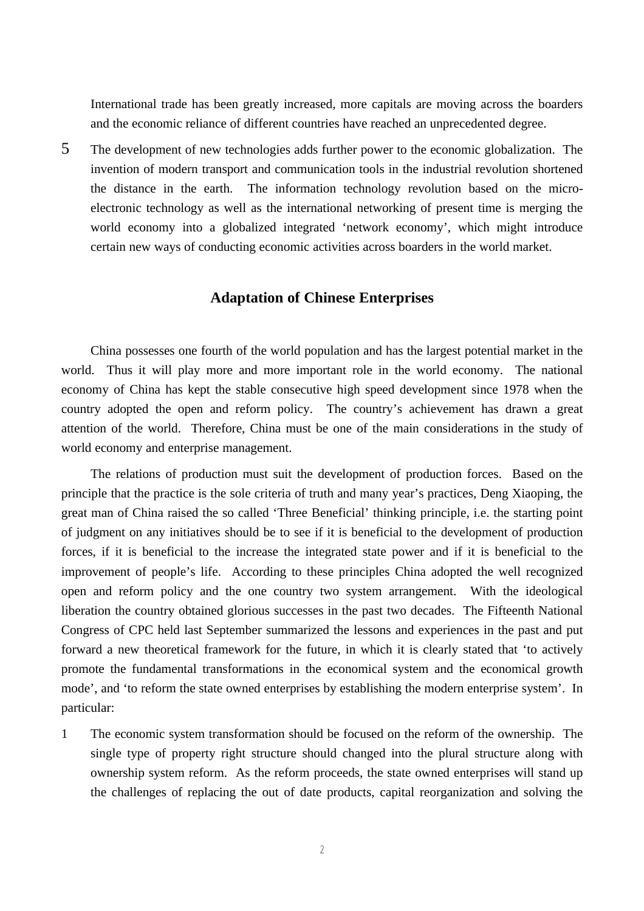International trade has been greatly increased, more capitals are moving across the boarders and the economic reliance of different countries have reached an unprecedented degree.

5 The development of new technologies adds further power to the economic globalization. The invention of modern transport and communication tools in the industrial revolution shortened the distance in the earth. The information technology revolution based on the micro-electronic technology as well as the international networking of present time is merging the world economy into a globalized integrated 'network economy', which might introduce certain new ways of conducting economic activities across boarders in the world market.

## Adaptation of Chinese Enterprises

China possesses one fourth of the world population and has the largest potential market in the world. Thus it will play more and more important role in the world economy. The national economy of China has kept the stable consecutive high speed development since 1978 when the country adopted the open and reform policy. The country's achievement has drawn a great attention of the world. Therefore, China must be one of the main considerations in the study of world economy and enterprise management.

The relations of production must suit the development of production forces. Based on the principle that the practice is the sole criteria of truth and many year's practices, Deng Xiaoping, the great man of China raised the so called 'Three Beneficial' thinking principle, i.e. the starting point of judgment on any initiatives should be to see if it is beneficial to the development of production forces, if it is beneficial to the increase the integrated state power and if it is beneficial to the improvement of people's life. According to these principles China adopted the well recognized open and reform policy and the one country two system arrangement. With the ideological liberation the country obtained glorious successes in the past two decades. The Fifteenth National Congress of CPC held last September summarized the lessons and experiences in the past and put forward a new theoretical framework for the future, in which it is clearly stated that 'to actively promote the fundamental transformations in the economical system and the economical growth mode', and 'to reform the state owned enterprises by establishing the modern enterprise system'. In particular:

1 The economic system transformation should be focused on the reform of the ownership. The single type of property right structure should changed into the plural structure along with ownership system reform. As the reform proceeds, the state owned enterprises will stand up the challenges of replacing the out of date products, capital reorganization and solving the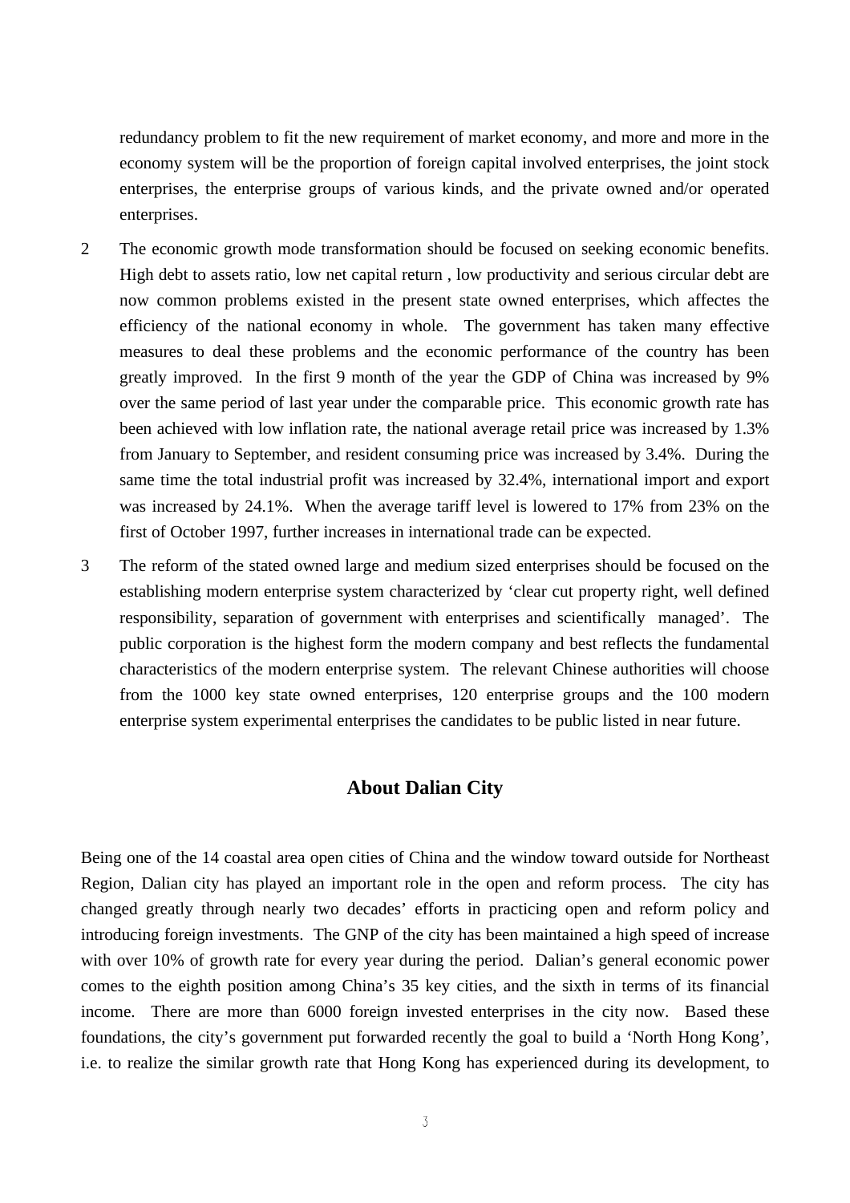redundancy problem to fit the new requirement of market economy, and more and more in the economy system will be the proportion of foreign capital involved enterprises, the joint stock enterprises, the enterprise groups of various kinds, and the private owned and/or operated enterprises.

2 The economic growth mode transformation should be focused on seeking economic benefits. High debt to assets ratio, low net capital return , low productivity and serious circular debt are now common problems existed in the present state owned enterprises, which affectes the efficiency of the national economy in whole. The government has taken many effective measures to deal these problems and the economic performance of the country has been greatly improved. In the first 9 month of the year the GDP of China was increased by 9% over the same period of last year under the comparable price. This economic growth rate has been achieved with low inflation rate, the national average retail price was increased by 1.3% from January to September, and resident consuming price was increased by 3.4%. During the same time the total industrial profit was increased by 32.4%, international import and export was increased by 24.1%. When the average tariff level is lowered to 17% from 23% on the first of October 1997, further increases in international trade can be expected.

3 The reform of the stated owned large and medium sized enterprises should be focused on the establishing modern enterprise system characterized by 'clear cut property right, well defined responsibility, separation of government with enterprises and scientifically managed'. The public corporation is the highest form the modern company and best reflects the fundamental characteristics of the modern enterprise system. The relevant Chinese authorities will choose from the 1000 key state owned enterprises, 120 enterprise groups and the 100 modern enterprise system experimental enterprises the candidates to be public listed in near future.

## About Dalian City

Being one of the 14 coastal area open cities of China and the window toward outside for Northeast Region, Dalian city has played an important role in the open and reform process. The city has changed greatly through nearly two decades' efforts in practicing open and reform policy and introducing foreign investments. The GNP of the city has been maintained a high speed of increase with over 10% of growth rate for every year during the period. Dalian's general economic power comes to the eighth position among China's 35 key cities, and the sixth in terms of its financial income. There are more than 6000 foreign invested enterprises in the city now. Based these foundations, the city's government put forwarded recently the goal to build a 'North Hong Kong', i.e. to realize the similar growth rate that Hong Kong has experienced during its development, to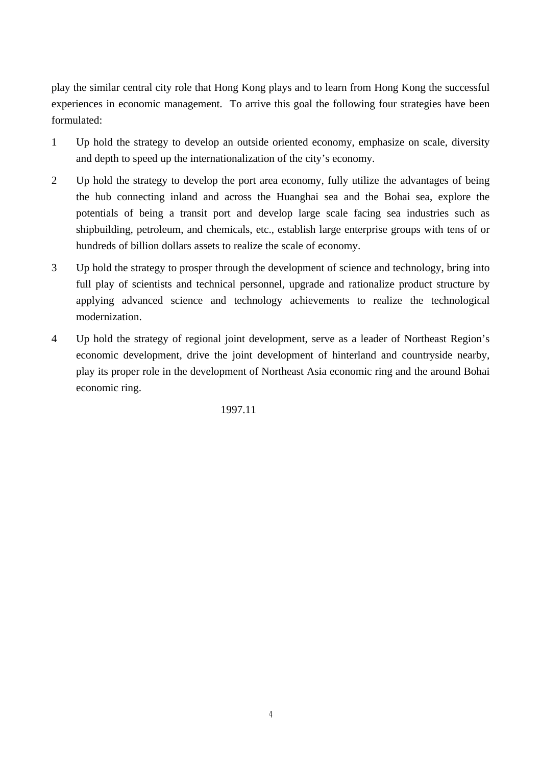play the similar central city role that Hong Kong plays and to learn from Hong Kong the successful experiences in economic management. To arrive this goal the following four strategies have been formulated:

1 Up hold the strategy to develop an outside oriented economy, emphasize on scale, diversity and depth to speed up the internationalization of the city's economy.

2 Up hold the strategy to develop the port area economy, fully utilize the advantages of being the hub connecting inland and across the Huanghai sea and the Bohai sea, explore the potentials of being a transit port and develop large scale facing sea industries such as shipbuilding, petroleum, and chemicals, etc., establish large enterprise groups with tens of or hundreds of billion dollars assets to realize the scale of economy.

3 Up hold the strategy to prosper through the development of science and technology, bring into full play of scientists and technical personnel, upgrade and rationalize product structure by applying advanced science and technology achievements to realize the technological modernization.

4 Up hold the strategy of regional joint development, serve as a leader of Northeast Region's economic development, drive the joint development of hinterland and countryside nearby, play its proper role in the development of Northeast Asia economic ring and the around Bohai economic ring.

1997.11